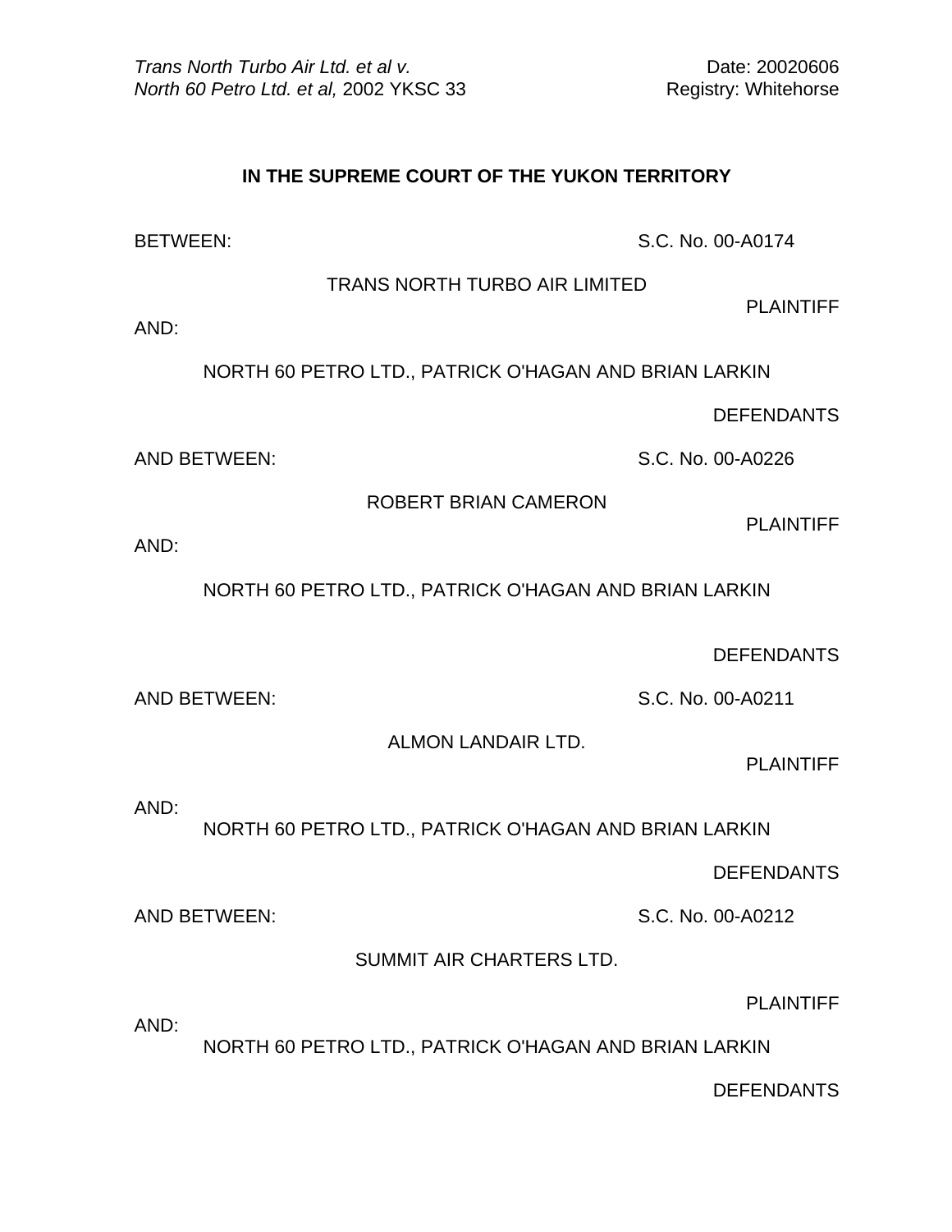*Trans North Turbo Air Ltd. et al v.*
*North 60 Petro Ltd. et al,* 2002 YKSC 33

Date: 20020606
Registry: Whitehorse

**IN THE SUPREME COURT OF THE YUKON TERRITORY**

BETWEEN: S.C. No. 00-A0174

TRANS NORTH TURBO AIR LIMITED

PLAINTIFF

AND:

NORTH 60 PETRO LTD., PATRICK O'HAGAN AND BRIAN LARKIN

DEFENDANTS

AND BETWEEN: S.C. No. 00-A0226

ROBERT BRIAN CAMERON

PLAINTIFF

AND:

NORTH 60 PETRO LTD., PATRICK O'HAGAN AND BRIAN LARKIN

DEFENDANTS

AND BETWEEN: S.C. No. 00-A0211

ALMON LANDAIR LTD.

PLAINTIFF

AND:

NORTH 60 PETRO LTD., PATRICK O'HAGAN AND BRIAN LARKIN

DEFENDANTS

AND BETWEEN: S.C. No. 00-A0212

SUMMIT AIR CHARTERS LTD.

PLAINTIFF

AND:

NORTH 60 PETRO LTD., PATRICK O'HAGAN AND BRIAN LARKIN

DEFENDANTS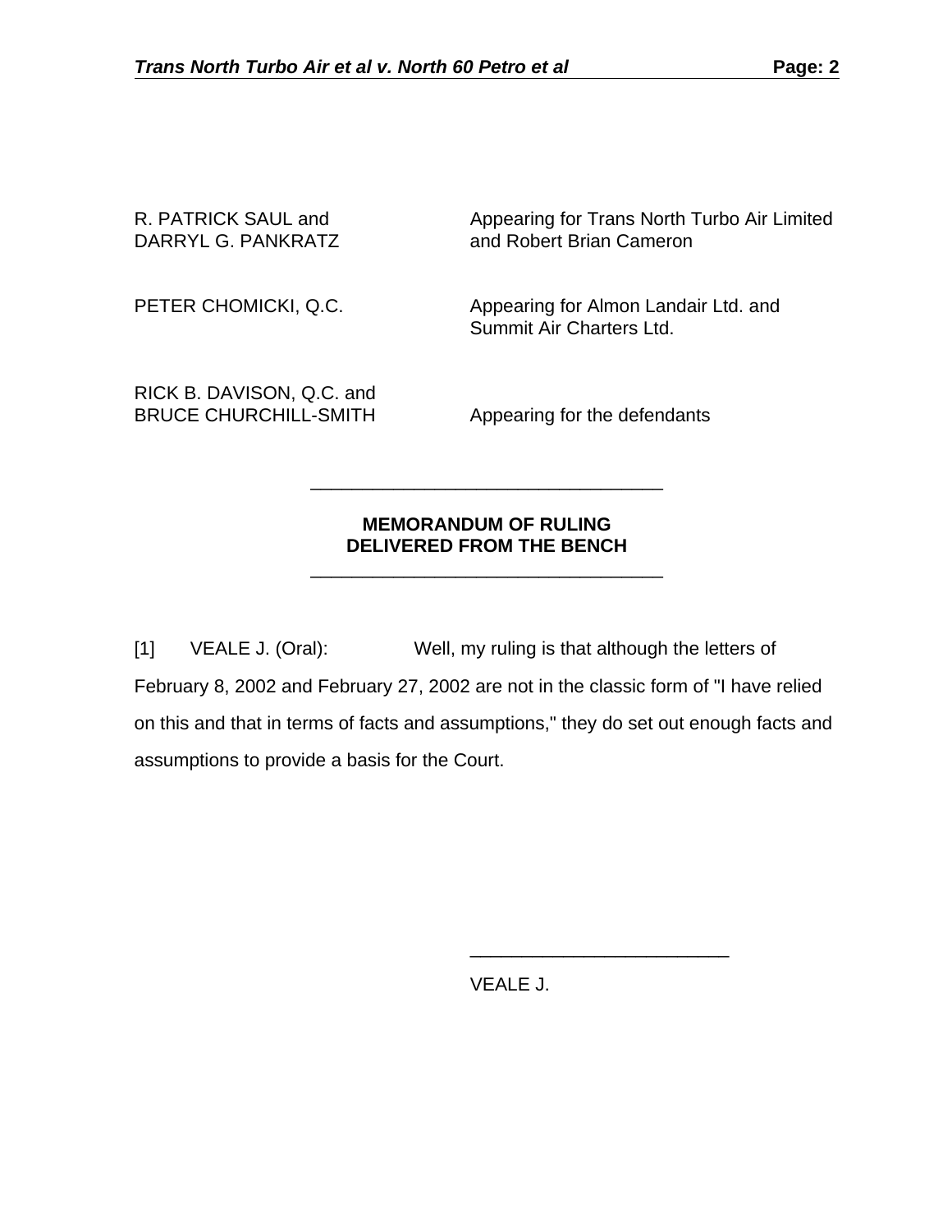R. PATRICK SAUL and DARRYL G. PANKRATZ — Appearing for Trans North Turbo Air Limited and Robert Brian Cameron

PETER CHOMICKI, Q.C. — Appearing for Almon Landair Ltd. and Summit Air Charters Ltd.

RICK B. DAVISON, Q.C. and BRUCE CHURCHILL-SMITH — Appearing for the defendants

---

**MEMORANDUM OF RULING**
**DELIVERED FROM THE BENCH**

---

[1] VEALE J. (Oral): Well, my ruling is that although the letters of February 8, 2002 and February 27, 2002 are not in the classic form of "I have relied on this and that in terms of facts and assumptions," they do set out enough facts and assumptions to provide a basis for the Court.

\_\_\_\_\_\_\_\_\_\_\_\_\_\_\_\_\_\_\_\_\_\_\_\_\_\_

VEALE J.